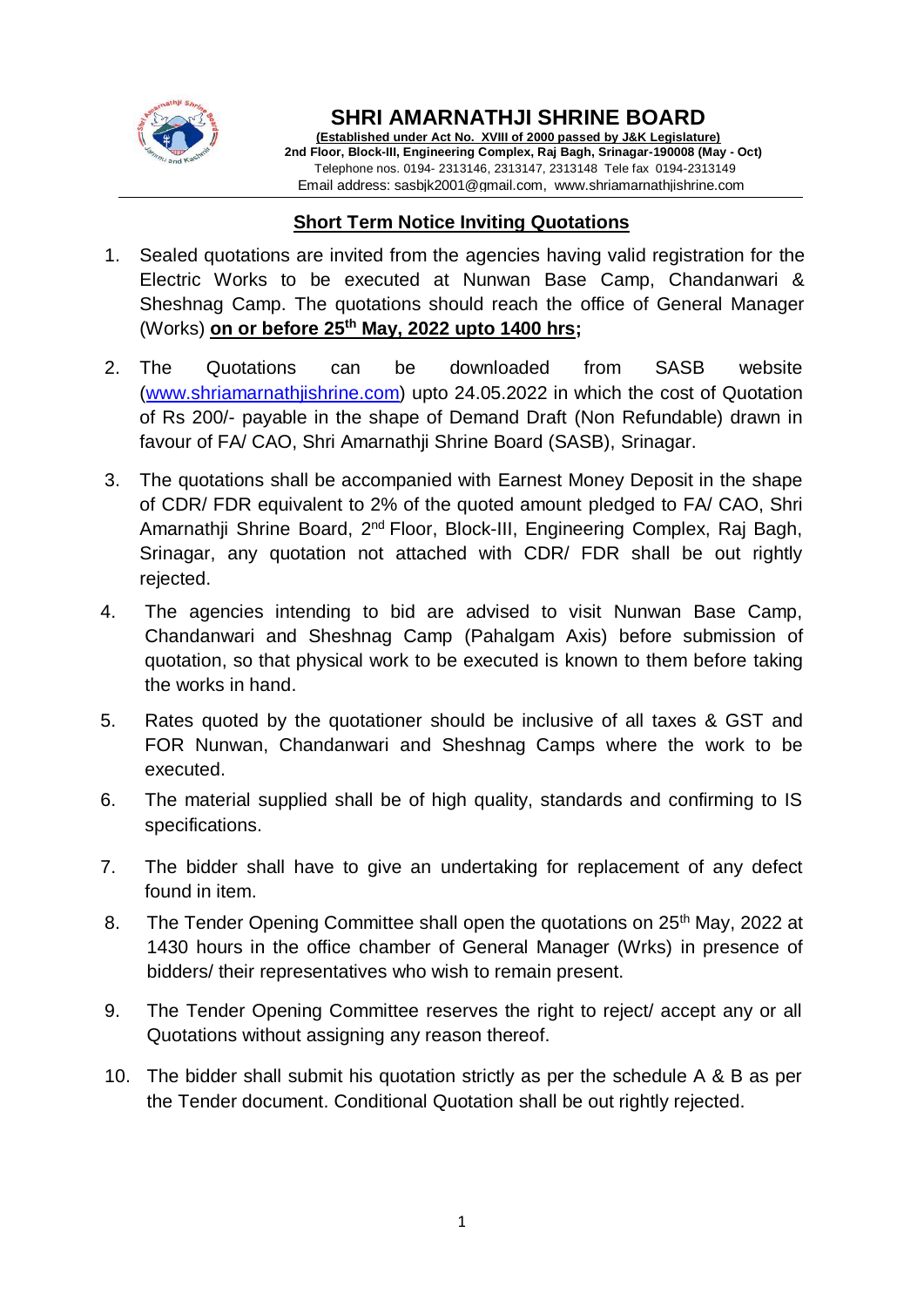# SHRI AMARNATHJI SHRINE BOARD

**(Established under Act No. XVIII of 2000 passed by J&K Legislature)**
**2nd Floor, Block-III, Engineering Complex, Raj Bagh, Srinagar-190008 (May - Oct)**
Telephone nos. 0194- 2313146, 2313147, 2313148 Tele fax 0194-2313149
Email address: sasbjk2001@gmail.com, www.shriamarnathjishrine.com

## Short Term Notice Inviting Quotations

1. Sealed quotations are invited from the agencies having valid registration for the Electric Works to be executed at Nunwan Base Camp, Chandanwari & Sheshnag Camp. The quotations should reach the office of General Manager (Works) **on or before 25th May, 2022 upto 1400 hrs;**
2. The Quotations can be downloaded from SASB website (www.shriamarnathjishrine.com) upto 24.05.2022 in which the cost of Quotation of Rs 200/- payable in the shape of Demand Draft (Non Refundable) drawn in favour of FA/ CAO, Shri Amarnathji Shrine Board (SASB), Srinagar.
3. The quotations shall be accompanied with Earnest Money Deposit in the shape of CDR/ FDR equivalent to 2% of the quoted amount pledged to FA/ CAO, Shri Amarnathji Shrine Board, 2nd Floor, Block-III, Engineering Complex, Raj Bagh, Srinagar, any quotation not attached with CDR/ FDR shall be out rightly rejected.
4. The agencies intending to bid are advised to visit Nunwan Base Camp, Chandanwari and Sheshnag Camp (Pahalgam Axis) before submission of quotation, so that physical work to be executed is known to them before taking the works in hand.
5. Rates quoted by the quotationer should be inclusive of all taxes & GST and FOR Nunwan, Chandanwari and Sheshnag Camps where the work to be executed.
6. The material supplied shall be of high quality, standards and confirming to IS specifications.
7. The bidder shall have to give an undertaking for replacement of any defect found in item.
8. The Tender Opening Committee shall open the quotations on 25th May, 2022 at 1430 hours in the office chamber of General Manager (Wrks) in presence of bidders/ their representatives who wish to remain present.
9. The Tender Opening Committee reserves the right to reject/ accept any or all Quotations without assigning any reason thereof.
10. The bidder shall submit his quotation strictly as per the schedule A & B as per the Tender document. Conditional Quotation shall be out rightly rejected.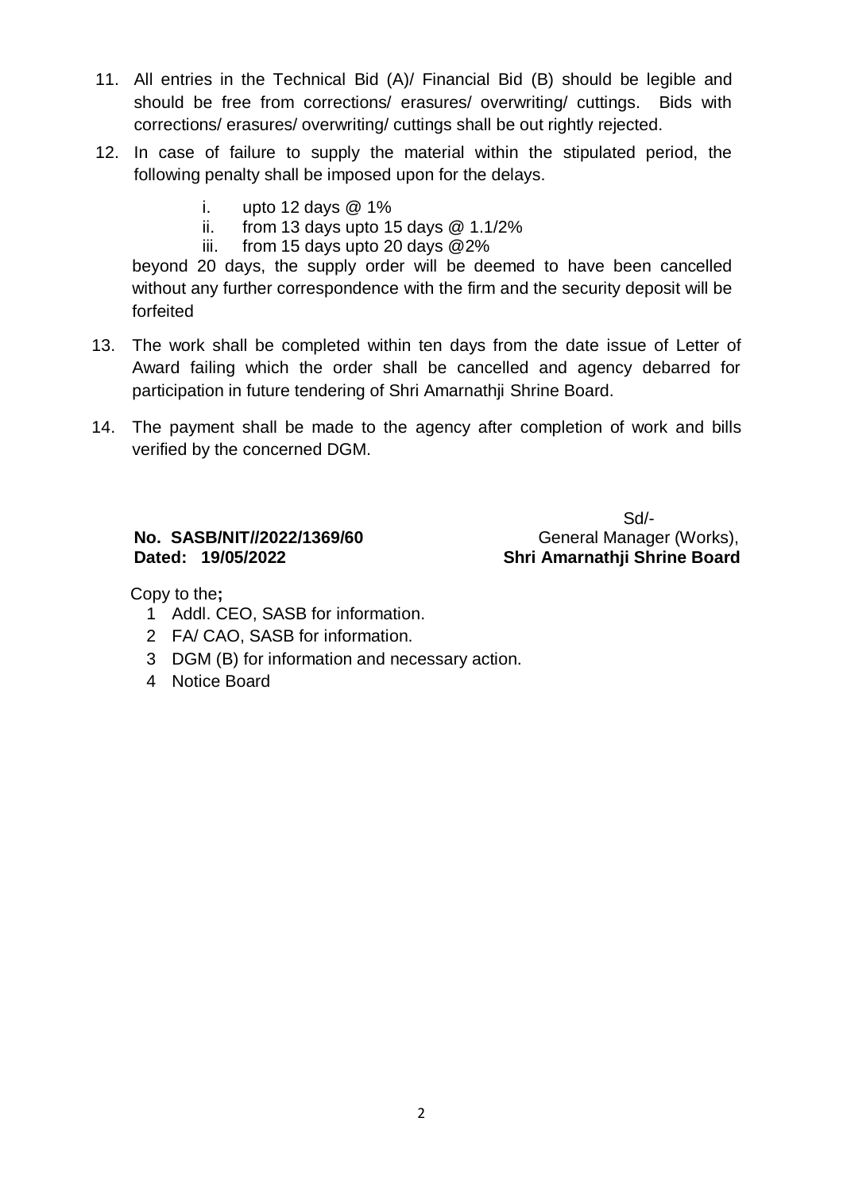11. All entries in the Technical Bid (A)/ Financial Bid (B) should be legible and should be free from corrections/ erasures/ overwriting/ cuttings. Bids with corrections/ erasures/ overwriting/ cuttings shall be out rightly rejected.

12. In case of failure to supply the material within the stipulated period, the following penalty shall be imposed upon for the delays.

    i. upto 12 days @ 1%
    ii. from 13 days upto 15 days @ 1.1/2%
    iii. from 15 days upto 20 days @2%

    beyond 20 days, the supply order will be deemed to have been cancelled without any further correspondence with the firm and the security deposit will be forfeited

13. The work shall be completed within ten days from the date issue of Letter of Award failing which the order shall be cancelled and agency debarred for participation in future tendering of Shri Amarnathji Shrine Board.

14. The payment shall be made to the agency after completion of work and bills verified by the concerned DGM.

Sd/-
General Manager (Works),
**Shri Amarnathji Shrine Board**

**No. SASB/NIT//2022/1369/60**
**Dated: 19/05/2022**

Copy to the**;**

1. Addl. CEO, SASB for information.
2. FA/ CAO, SASB for information.
3. DGM (B) for information and necessary action.
4. Notice Board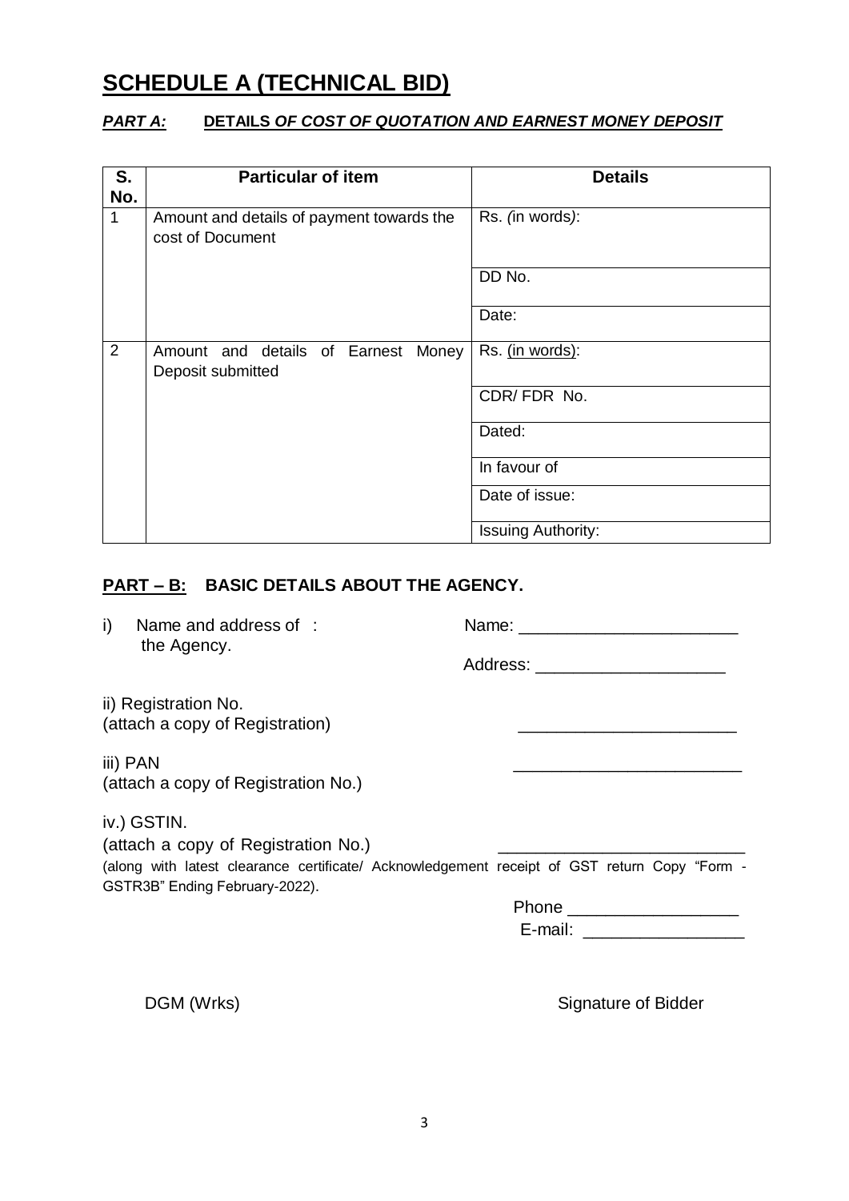# **SCHEDULE A (TECHNICAL BID)**

***PART A:*** **DETAILS *OF COST OF QUOTATION AND EARNEST MONEY DEPOSIT***

| S. No. | Particular of item | Details |
|---|---|---|
| 1 | Amount and details of payment towards the cost of Document | Rs. *(in words)*: |
| | | DD No. |
| | | Date: |
| 2 | Amount and details of Earnest Money Deposit submitted | Rs. (in words): |
| | | CDR/ FDR No. |
| | | Dated: |
| | | In favour of |
| | | Date of issue: |
| | | Issuing Authority: |

## **PART – B: BASIC DETAILS ABOUT THE AGENCY.**

i) Name and address of the Agency. : Name: _______________________

Address: ____________________

ii) Registration No.
(attach a copy of Registration) _______________________

iii) PAN
(attach a copy of Registration No.) ________________________

iv.) GSTIN.
(attach a copy of Registration No.) _________________________
(along with latest clearance certificate/ Acknowledgement receipt of GST return Copy "Form - GSTR3B" Ending February-2022).

Phone __________________

E-mail: _________________

DGM (Wrks) Signature of Bidder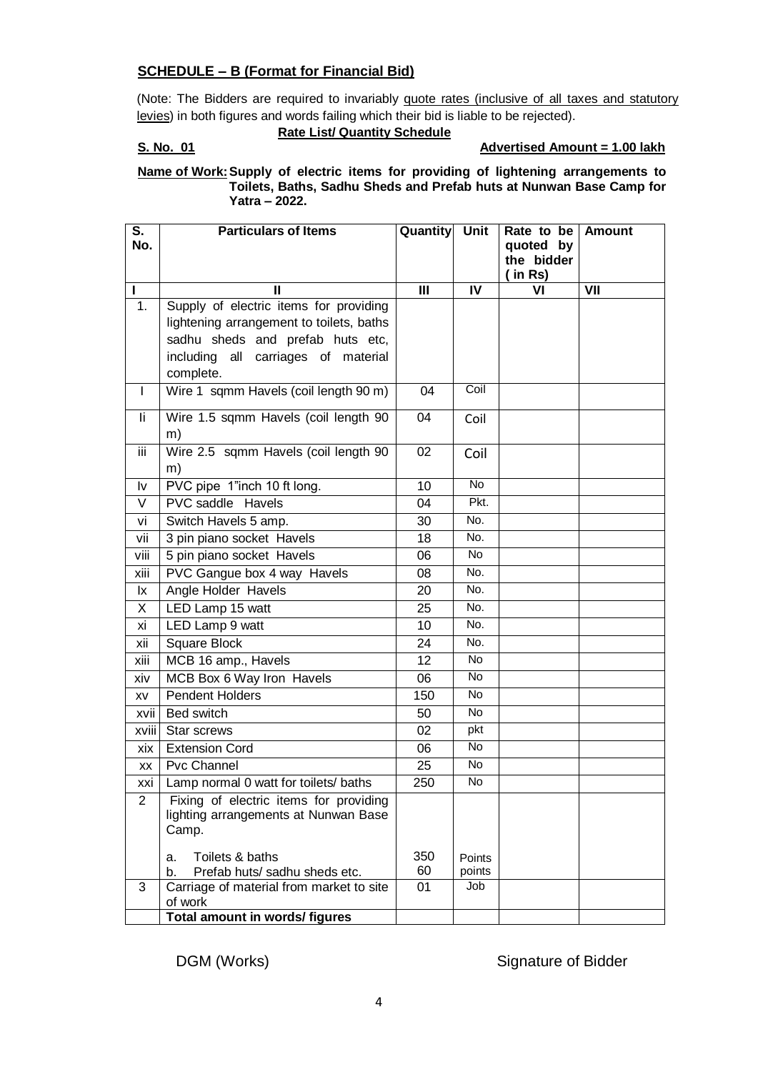## SCHEDULE – B (Format for Financial Bid)

(Note: The Bidders are required to invariably quote rates (inclusive of all taxes and statutory levies) in both figures and words failing which their bid is liable to be rejected).

**Rate List/ Quantity Schedule**

**S. No. 01** **Advertised Amount = 1.00 lakh**

**Name of Work: Supply of electric items for providing of lightening arrangements to Toilets, Baths, Sadhu Sheds and Prefab huts at Nunwan Base Camp for Yatra – 2022.**

| S. No. | Particulars of Items | Quantity | Unit | Rate to be quoted by the bidder ( in Rs) | Amount |
|---|---|---|---|---|---|
| I | II | III | IV | VI | VII |
| 1. | Supply of electric items for providing lightening arrangement to toilets, baths sadhu sheds and prefab huts etc, including all carriages of material complete. | | | | |
| I | Wire 1 sqmm Havels (coil length 90 m) | 04 | Coil | | |
| Ii | Wire 1.5 sqmm Havels (coil length 90 m) | 04 | Coil | | |
| iii | Wire 2.5 sqmm Havels (coil length 90 m) | 02 | Coil | | |
| Iv | PVC pipe 1"inch 10 ft long. | 10 | No | | |
| V | PVC saddle Havels | 04 | Pkt. | | |
| vi | Switch Havels 5 amp. | 30 | No. | | |
| vii | 3 pin piano socket Havels | 18 | No. | | |
| viii | 5 pin piano socket Havels | 06 | No | | |
| xiii | PVC Gangue box 4 way Havels | 08 | No. | | |
| Ix | Angle Holder Havels | 20 | No. | | |
| X | LED Lamp 15 watt | 25 | No. | | |
| xi | LED Lamp 9 watt | 10 | No. | | |
| xii | Square Block | 24 | No. | | |
| xiii | MCB 16 amp., Havels | 12 | No | | |
| xiv | MCB Box 6 Way Iron Havels | 06 | No | | |
| xv | Pendent Holders | 150 | No | | |
| xvii | Bed switch | 50 | No | | |
| xviii | Star screws | 02 | pkt | | |
| xix | Extension Cord | 06 | No | | |
| xx | Pvc Channel | 25 | No | | |
| xxi | Lamp normal 0 watt for toilets/ baths | 250 | No | | |
| 2 | Fixing of electric items for providing lighting arrangements at Nunwan Base Camp.<br>a. Toilets & baths<br>b. Prefab huts/ sadhu sheds etc. | 350<br>60 | Points<br>points | | |
| 3 | Carriage of material from market to site of work | 01 | Job | | |
| | **Total amount in words/ figures** | | | | |

DGM (Works) Signature of Bidder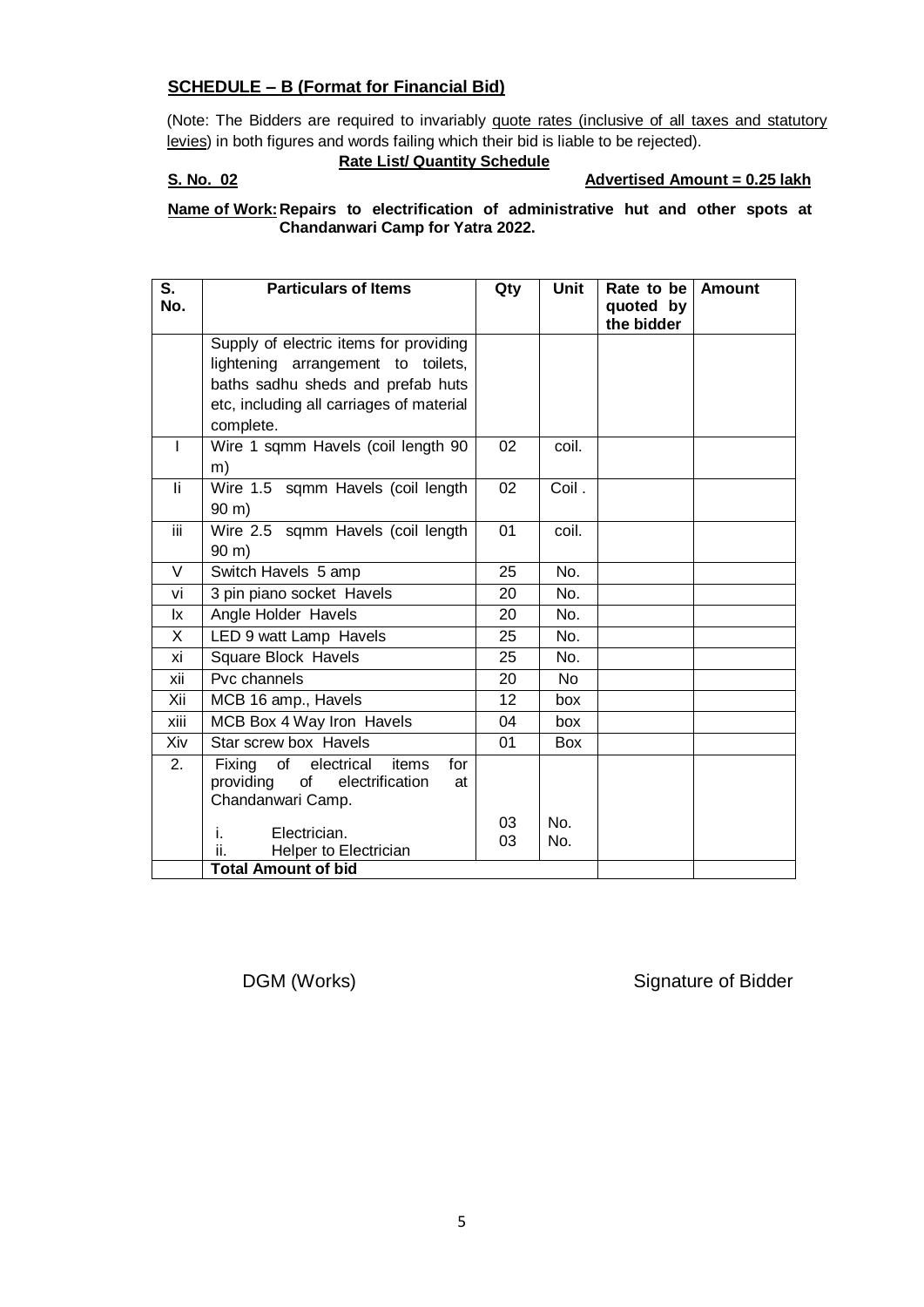## SCHEDULE – B (Format for Financial Bid)

(Note: The Bidders are required to invariably quote rates (inclusive of all taxes and statutory levies) in both figures and words failing which their bid is liable to be rejected).

**Rate List/ Quantity Schedule**

**S. No. 02** **Advertised Amount = 0.25 lakh**

**Name of Work: Repairs to electrification of administrative hut and other spots at Chandanwari Camp for Yatra 2022.**

| S. No. | Particulars of Items | Qty | Unit | Rate to be quoted by the bidder | Amount |
|---|---|---|---|---|---|
| | Supply of electric items for providing lightening arrangement to toilets, baths sadhu sheds and prefab huts etc, including all carriages of material complete. | | | | |
| I | Wire 1 sqmm Havels (coil length 90 m) | 02 | coil. | | |
| Ii | Wire 1.5 sqmm Havels (coil length 90 m) | 02 | Coil . | | |
| iii | Wire 2.5 sqmm Havels (coil length 90 m) | 01 | coil. | | |
| V | Switch Havels 5 amp | 25 | No. | | |
| vi | 3 pin piano socket Havels | 20 | No. | | |
| Ix | Angle Holder Havels | 20 | No. | | |
| X | LED 9 watt Lamp Havels | 25 | No. | | |
| xi | Square Block Havels | 25 | No. | | |
| xii | Pvc channels | 20 | No | | |
| Xii | MCB 16 amp., Havels | 12 | box | | |
| xiii | MCB Box 4 Way Iron Havels | 04 | box | | |
| Xiv | Star screw box Havels | 01 | Box | | |
| 2. | Fixing of electrical items for providing of electrification at Chandanwari Camp.<br>i. Electrician.<br>ii. Helper to Electrician | 03<br>03 | No.<br>No. | | |
| | **Total Amount of bid** | | | | |

DGM (Works) Signature of Bidder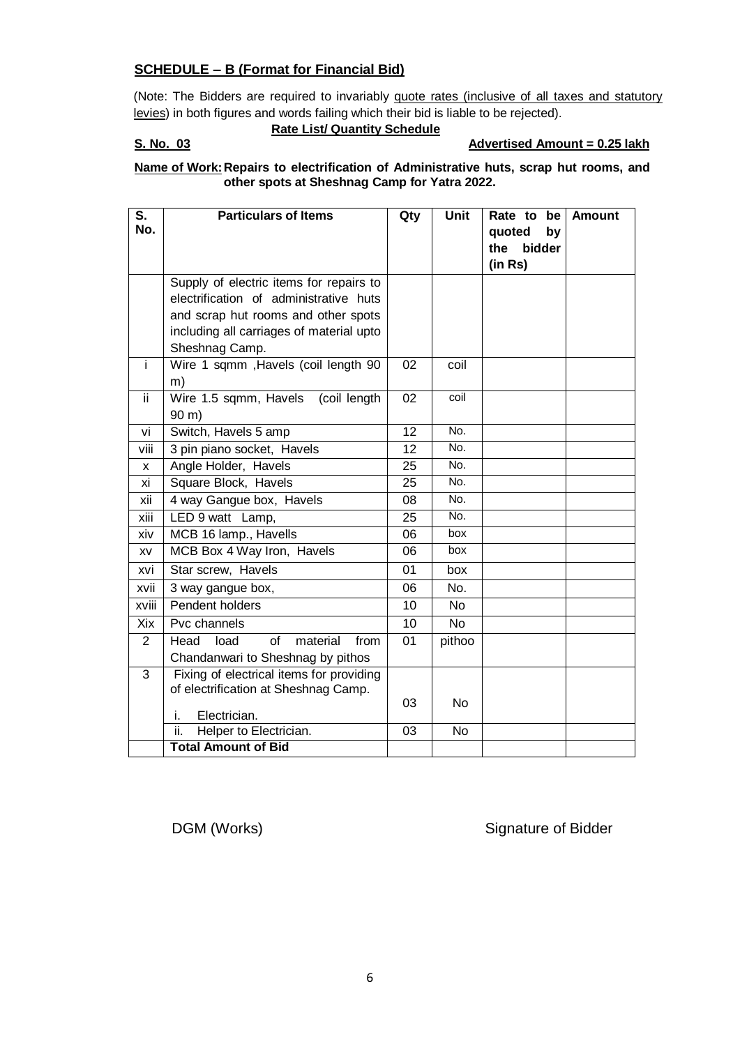## SCHEDULE – B (Format for Financial Bid)

(Note: The Bidders are required to invariably quote rates (inclusive of all taxes and statutory levies) in both figures and words failing which their bid is liable to be rejected).

**Rate List/ Quantity Schedule**

**S. No. 03** **Advertised Amount = 0.25 lakh**

**Name of Work: Repairs to electrification of Administrative huts, scrap hut rooms, and other spots at Sheshnag Camp for Yatra 2022.**

| S. No. | Particulars of Items | Qty | Unit | Rate to be quoted by the bidder (in Rs) | Amount |
|---|---|---|---|---|---|
| | Supply of electric items for repairs to electrification of administrative huts and scrap hut rooms and other spots including all carriages of material upto Sheshnag Camp. | | | | |
| i | Wire 1 sqmm ,Havels (coil length 90 m) | 02 | coil | | |
| ii | Wire 1.5 sqmm, Havels (coil length 90 m) | 02 | coil | | |
| vi | Switch, Havels 5 amp | 12 | No. | | |
| viii | 3 pin piano socket, Havels | 12 | No. | | |
| x | Angle Holder, Havels | 25 | No. | | |
| xi | Square Block, Havels | 25 | No. | | |
| xii | 4 way Gangue box, Havels | 08 | No. | | |
| xiii | LED 9 watt Lamp, | 25 | No. | | |
| xiv | MCB 16 lamp., Havells | 06 | box | | |
| xv | MCB Box 4 Way Iron, Havels | 06 | box | | |
| xvi | Star screw, Havels | 01 | box | | |
| xvii | 3 way gangue box, | 06 | No. | | |
| xviii | Pendent holders | 10 | No | | |
| Xix | Pvc channels | 10 | No | | |
| 2 | Head load of material from Chandanwari to Sheshnag by pithos | 01 | pithoo | | |
| 3 | Fixing of electrical items for providing of electrification at Sheshnag Camp.<br>i. Electrician. | 03 | No | | |
| | ii. Helper to Electrician. | 03 | No | | |
| | **Total Amount of Bid** | | | | |

DGM (Works) Signature of Bidder